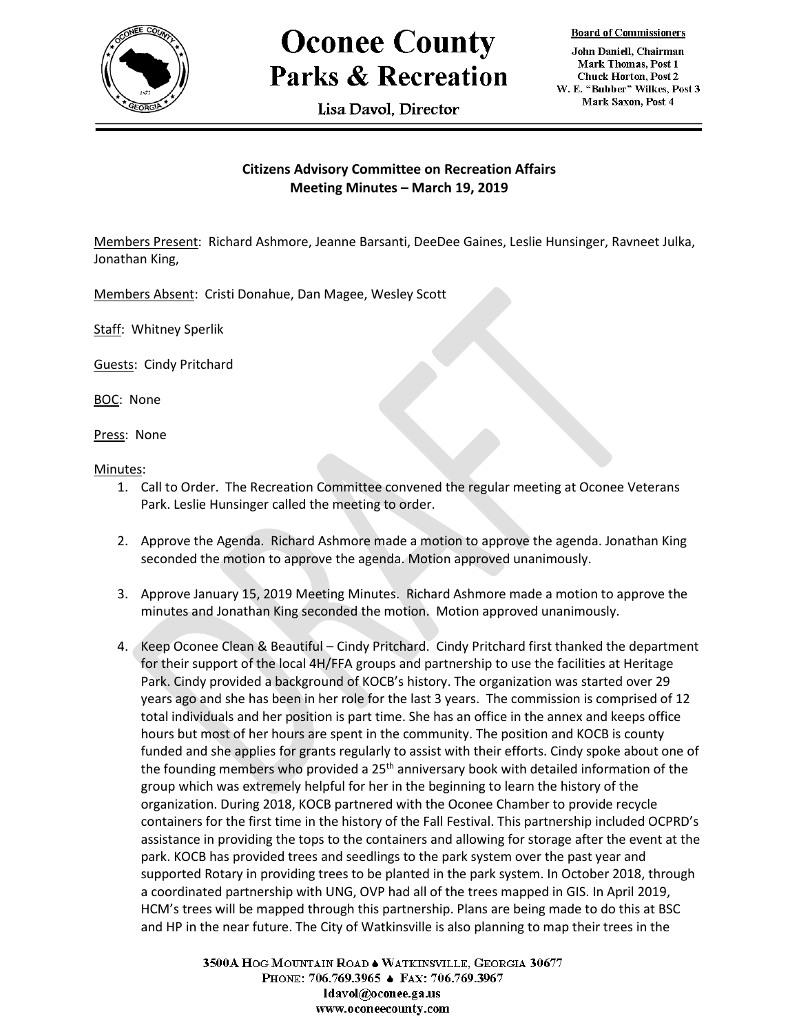# Oconee County Parks & Recreation

Lisa Davol, Director

**Board of Commissioners**

John Daniell, Chairman
Mark Thomas, Post 1
Chuck Horton, Post 2
W. E. "Bubber" Wilkes, Post 3
Mark Saxon, Post 4

## Citizens Advisory Committee on Recreation Affairs
## Meeting Minutes – March 19, 2019

Members Present: Richard Ashmore, Jeanne Barsanti, DeeDee Gaines, Leslie Hunsinger, Ravneet Julka, Jonathan King,

Members Absent: Cristi Donahue, Dan Magee, Wesley Scott

Staff: Whitney Sperlik

Guests: Cindy Pritchard

BOC: None

Press: None

Minutes:

1. Call to Order. The Recreation Committee convened the regular meeting at Oconee Veterans Park. Leslie Hunsinger called the meeting to order.

2. Approve the Agenda. Richard Ashmore made a motion to approve the agenda. Jonathan King seconded the motion to approve the agenda. Motion approved unanimously.

3. Approve January 15, 2019 Meeting Minutes. Richard Ashmore made a motion to approve the minutes and Jonathan King seconded the motion. Motion approved unanimously.

4. Keep Oconee Clean & Beautiful – Cindy Pritchard. Cindy Pritchard first thanked the department for their support of the local 4H/FFA groups and partnership to use the facilities at Heritage Park. Cindy provided a background of KOCB's history. The organization was started over 29 years ago and she has been in her role for the last 3 years. The commission is comprised of 12 total individuals and her position is part time. She has an office in the annex and keeps office hours but most of her hours are spent in the community. The position and KOCB is county funded and she applies for grants regularly to assist with their efforts. Cindy spoke about one of the founding members who provided a 25th anniversary book with detailed information of the group which was extremely helpful for her in the beginning to learn the history of the organization. During 2018, KOCB partnered with the Oconee Chamber to provide recycle containers for the first time in the history of the Fall Festival. This partnership included OCPRD's assistance in providing the tops to the containers and allowing for storage after the event at the park. KOCB has provided trees and seedlings to the park system over the past year and supported Rotary in providing trees to be planted in the park system. In October 2018, through a coordinated partnership with UNG, OVP had all of the trees mapped in GIS. In April 2019, HCM's trees will be mapped through this partnership. Plans are being made to do this at BSC and HP in the near future. The City of Watkinsville is also planning to map their trees in the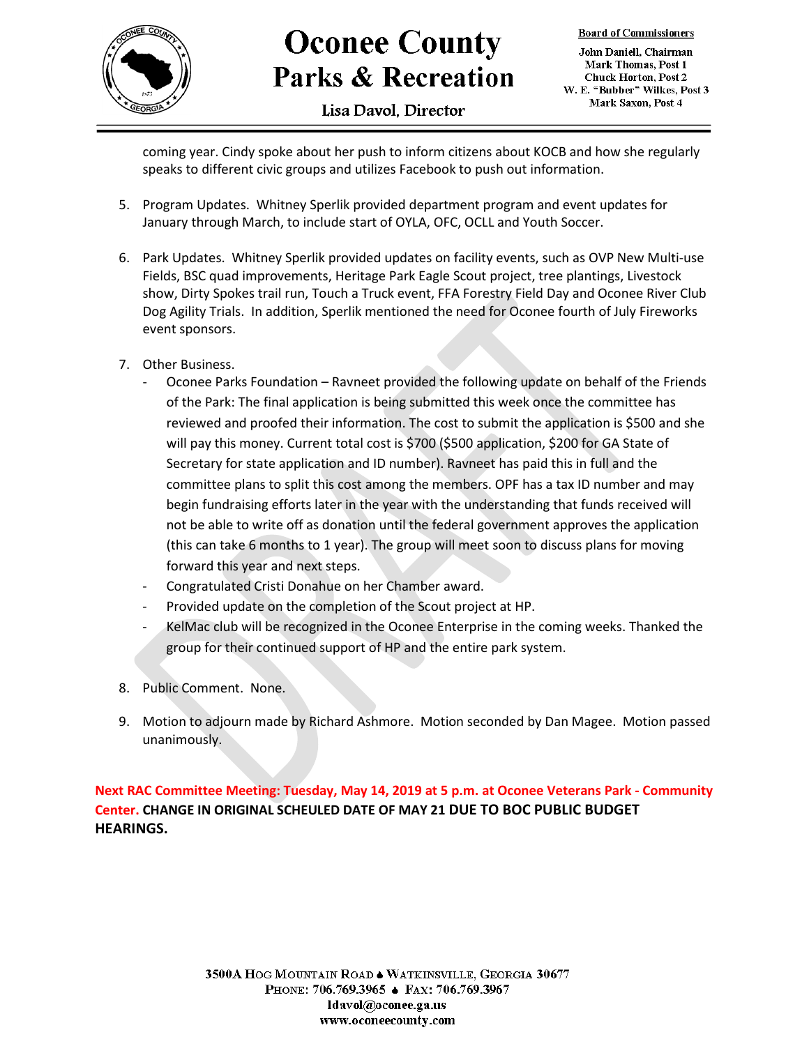coming year. Cindy spoke about her push to inform citizens about KOCB and how she regularly speaks to different civic groups and utilizes Facebook to push out information.

5. Program Updates. Whitney Sperlik provided department program and event updates for January through March, to include start of OYLA, OFC, OCLL and Youth Soccer.

6. Park Updates. Whitney Sperlik provided updates on facility events, such as OVP New Multi-use Fields, BSC quad improvements, Heritage Park Eagle Scout project, tree plantings, Livestock show, Dirty Spokes trail run, Touch a Truck event, FFA Forestry Field Day and Oconee River Club Dog Agility Trials. In addition, Sperlik mentioned the need for Oconee fourth of July Fireworks event sponsors.

7. Other Business.
   - Oconee Parks Foundation – Ravneet provided the following update on behalf of the Friends of the Park: The final application is being submitted this week once the committee has reviewed and proofed their information. The cost to submit the application is $500 and she will pay this money. Current total cost is $700 ($500 application, $200 for GA State of Secretary for state application and ID number). Ravneet has paid this in full and the committee plans to split this cost among the members. OPF has a tax ID number and may begin fundraising efforts later in the year with the understanding that funds received will not be able to write off as donation until the federal government approves the application (this can take 6 months to 1 year). The group will meet soon to discuss plans for moving forward this year and next steps.
   - Congratulated Cristi Donahue on her Chamber award.
   - Provided update on the completion of the Scout project at HP.
   - KelMac club will be recognized in the Oconee Enterprise in the coming weeks. Thanked the group for their continued support of HP and the entire park system.

8. Public Comment. None.

9. Motion to adjourn made by Richard Ashmore. Motion seconded by Dan Magee. Motion passed unanimously.

**Next RAC Committee Meeting: Tuesday, May 14, 2019 at 5 p.m. at Oconee Veterans Park - Community Center. CHANGE IN ORIGINAL SCHEULED DATE OF MAY 21 DUE TO BOC PUBLIC BUDGET HEARINGS.**